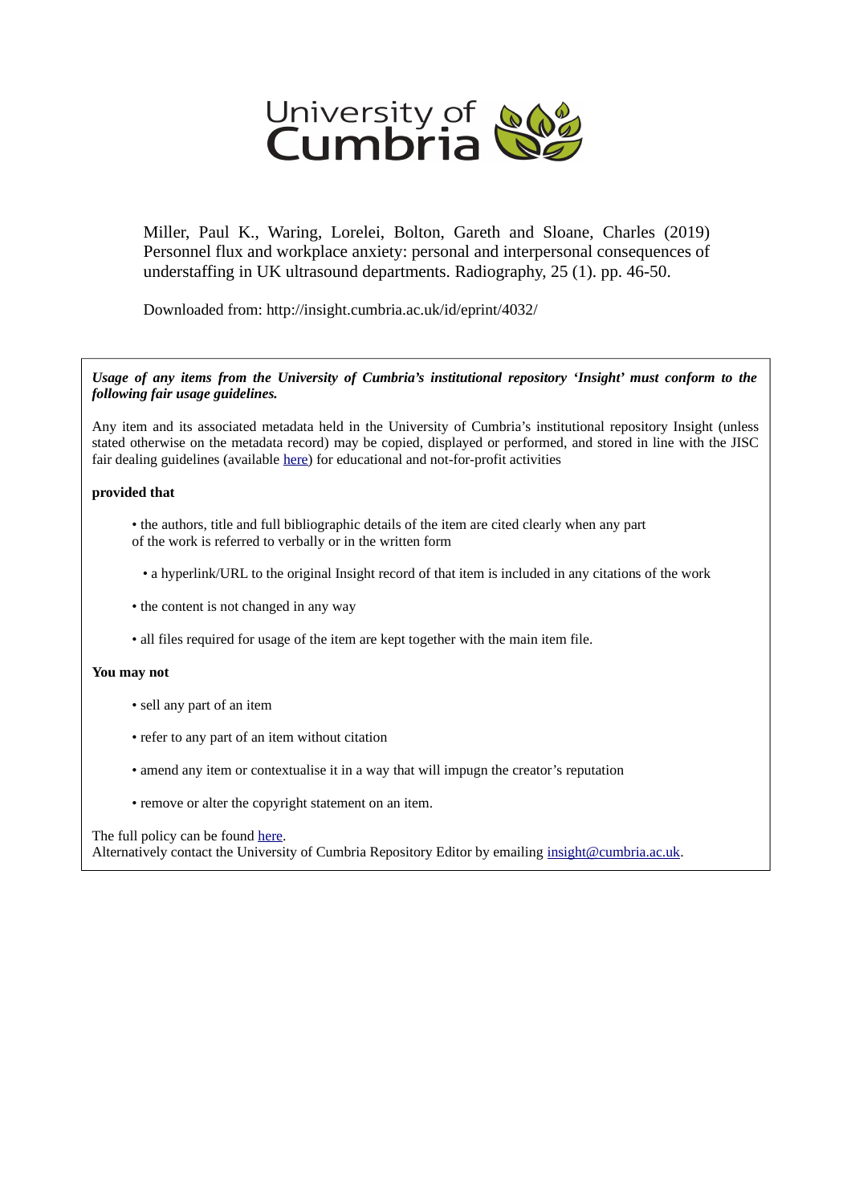University of Cumbria

Miller, Paul K., Waring, Lorelei, Bolton, Gareth and Sloane, Charles (2019) Personnel flux and workplace anxiety: personal and interpersonal consequences of understaffing in UK ultrasound departments. Radiography, 25 (1). pp. 46-50.

Downloaded from: http://insight.cumbria.ac.uk/id/eprint/4032/

***Usage of any items from the University of Cumbria's institutional repository 'Insight' must conform to the following fair usage guidelines.***

Any item and its associated metadata held in the University of Cumbria's institutional repository Insight (unless stated otherwise on the metadata record) may be copied, displayed or performed, and stored in line with the JISC fair dealing guidelines (available here) for educational and not-for-profit activities

**provided that**

- the authors, title and full bibliographic details of the item are cited clearly when any part of the work is referred to verbally or in the written form
- a hyperlink/URL to the original Insight record of that item is included in any citations of the work
- the content is not changed in any way
- all files required for usage of the item are kept together with the main item file.

**You may not**

- sell any part of an item
- refer to any part of an item without citation
- amend any item or contextualise it in a way that will impugn the creator's reputation
- remove or alter the copyright statement on an item.

The full policy can be found here.
Alternatively contact the University of Cumbria Repository Editor by emailing insight@cumbria.ac.uk.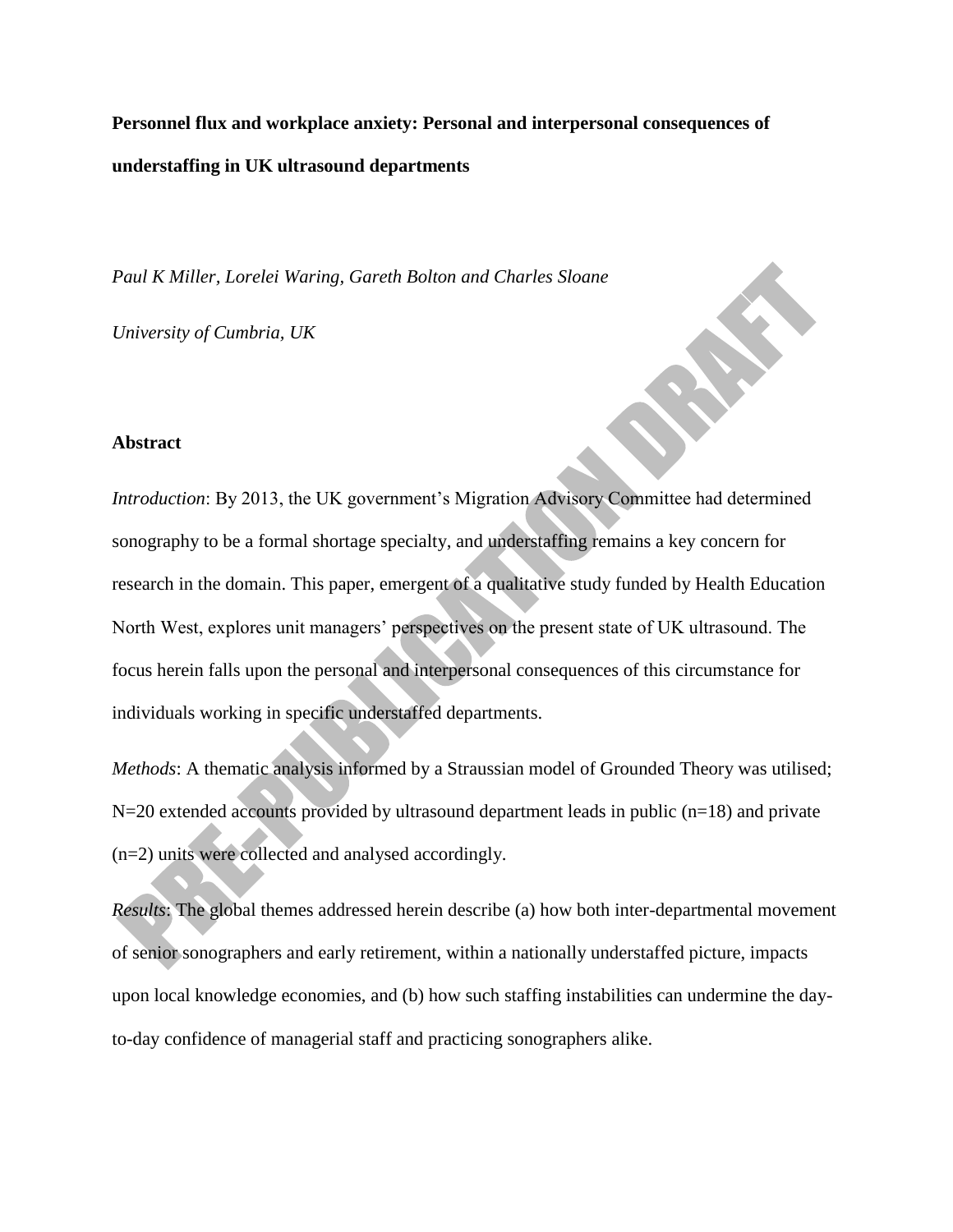**Personnel flux and workplace anxiety: Personal and interpersonal consequences of understaffing in UK ultrasound departments**

*Paul K Miller, Lorelei Waring, Gareth Bolton and Charles Sloane*

*University of Cumbria, UK*

## Abstract

*Introduction*: By 2013, the UK government's Migration Advisory Committee had determined sonography to be a formal shortage specialty, and understaffing remains a key concern for research in the domain. This paper, emergent of a qualitative study funded by Health Education North West, explores unit managers' perspectives on the present state of UK ultrasound. The focus herein falls upon the personal and interpersonal consequences of this circumstance for individuals working in specific understaffed departments.

*Methods*: A thematic analysis informed by a Straussian model of Grounded Theory was utilised; N=20 extended accounts provided by ultrasound department leads in public (n=18) and private (n=2) units were collected and analysed accordingly.

*Results*: The global themes addressed herein describe (a) how both inter-departmental movement of senior sonographers and early retirement, within a nationally understaffed picture, impacts upon local knowledge economies, and (b) how such staffing instabilities can undermine the day-to-day confidence of managerial staff and practicing sonographers alike.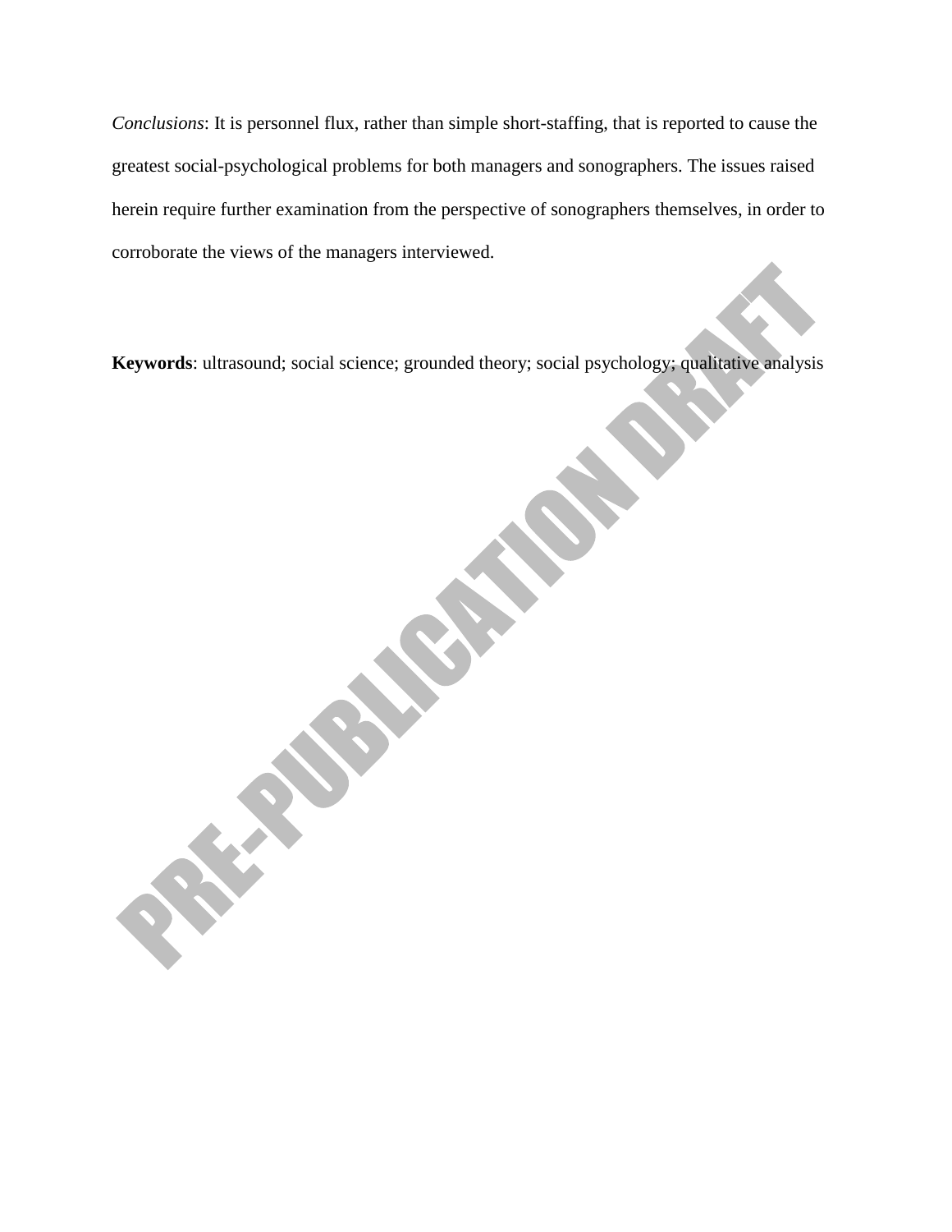*Conclusions*: It is personnel flux, rather than simple short-staffing, that is reported to cause the greatest social-psychological problems for both managers and sonographers. The issues raised herein require further examination from the perspective of sonographers themselves, in order to corroborate the views of the managers interviewed.

**Keywords**: ultrasound; social science; grounded theory; social psychology; qualitative analysis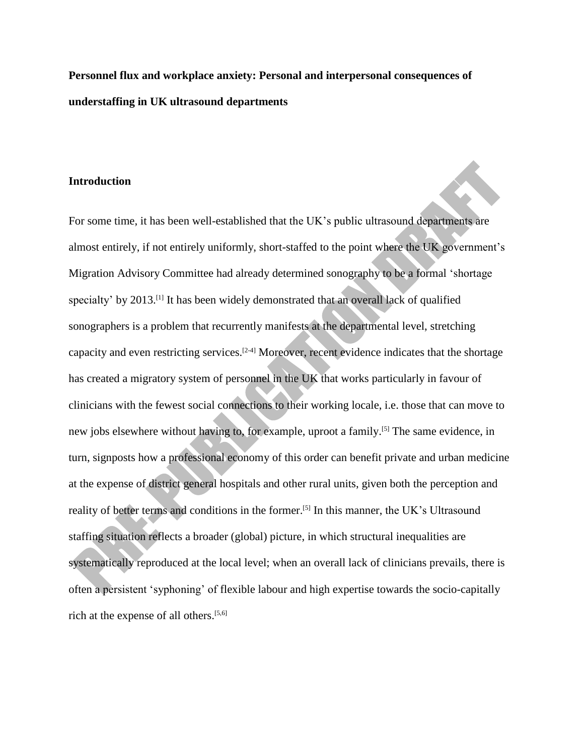**Personnel flux and workplace anxiety: Personal and interpersonal consequences of understaffing in UK ultrasound departments**

## Introduction

For some time, it has been well-established that the UK's public ultrasound departments are almost entirely, if not entirely uniformly, short-staffed to the point where the UK government's Migration Advisory Committee had already determined sonography to be a formal 'shortage specialty' by 2013.[1] It has been widely demonstrated that an overall lack of qualified sonographers is a problem that recurrently manifests at the departmental level, stretching capacity and even restricting services.[2-4] Moreover, recent evidence indicates that the shortage has created a migratory system of personnel in the UK that works particularly in favour of clinicians with the fewest social connections to their working locale, i.e. those that can move to new jobs elsewhere without having to, for example, uproot a family.[5] The same evidence, in turn, signposts how a professional economy of this order can benefit private and urban medicine at the expense of district general hospitals and other rural units, given both the perception and reality of better terms and conditions in the former.[5] In this manner, the UK's Ultrasound staffing situation reflects a broader (global) picture, in which structural inequalities are systematically reproduced at the local level; when an overall lack of clinicians prevails, there is often a persistent 'syphoning' of flexible labour and high expertise towards the socio-capitally rich at the expense of all others.[5,6]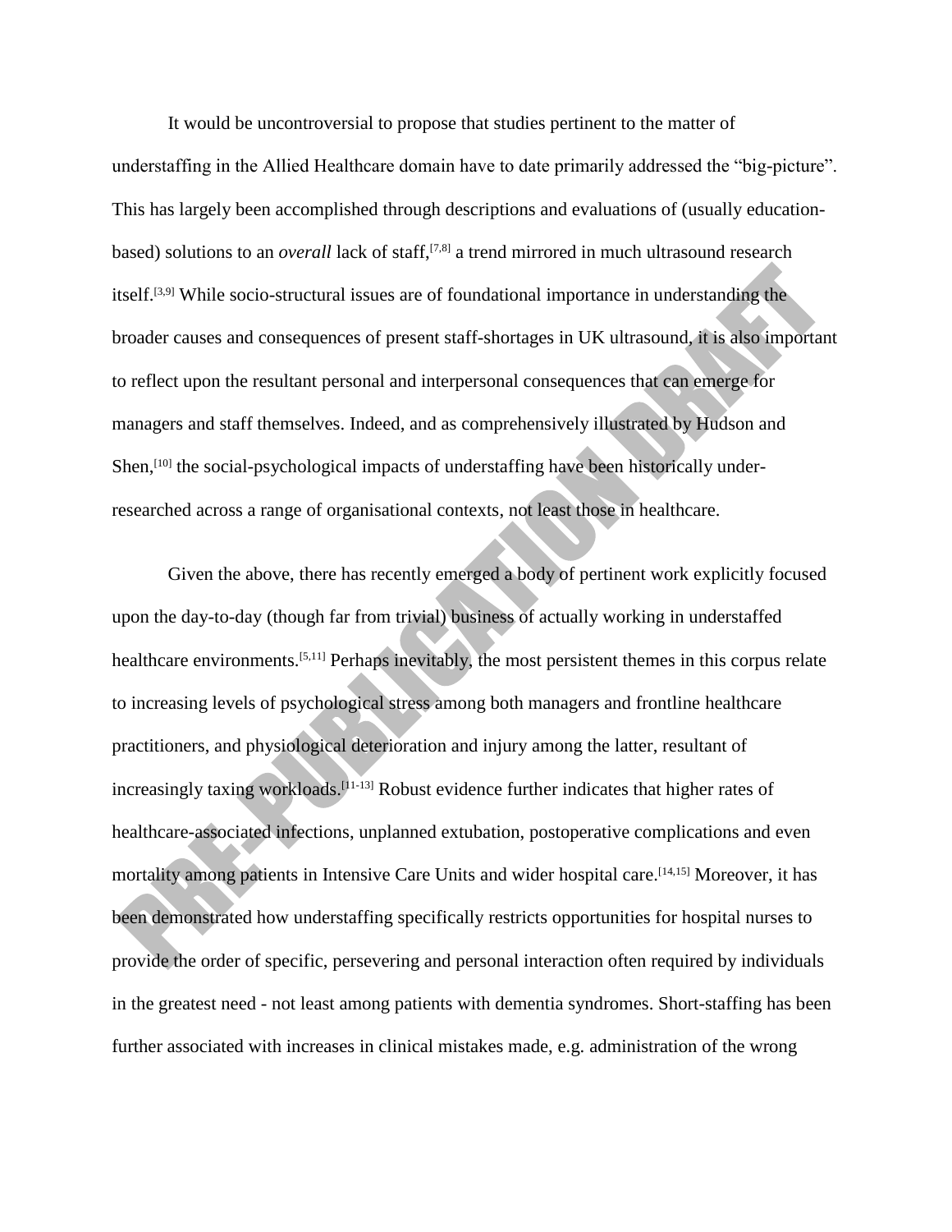It would be uncontroversial to propose that studies pertinent to the matter of understaffing in the Allied Healthcare domain have to date primarily addressed the "big-picture". This has largely been accomplished through descriptions and evaluations of (usually education-based) solutions to an *overall* lack of staff,[7,8] a trend mirrored in much ultrasound research itself.[3,9] While socio-structural issues are of foundational importance in understanding the broader causes and consequences of present staff-shortages in UK ultrasound, it is also important to reflect upon the resultant personal and interpersonal consequences that can emerge for managers and staff themselves. Indeed, and as comprehensively illustrated by Hudson and Shen,[10] the social-psychological impacts of understaffing have been historically under-researched across a range of organisational contexts, not least those in healthcare.

Given the above, there has recently emerged a body of pertinent work explicitly focused upon the day-to-day (though far from trivial) business of actually working in understaffed healthcare environments.[5,11] Perhaps inevitably, the most persistent themes in this corpus relate to increasing levels of psychological stress among both managers and frontline healthcare practitioners, and physiological deterioration and injury among the latter, resultant of increasingly taxing workloads.[11-13] Robust evidence further indicates that higher rates of healthcare-associated infections, unplanned extubation, postoperative complications and even mortality among patients in Intensive Care Units and wider hospital care.[14,15] Moreover, it has been demonstrated how understaffing specifically restricts opportunities for hospital nurses to provide the order of specific, persevering and personal interaction often required by individuals in the greatest need - not least among patients with dementia syndromes. Short-staffing has been further associated with increases in clinical mistakes made, e.g. administration of the wrong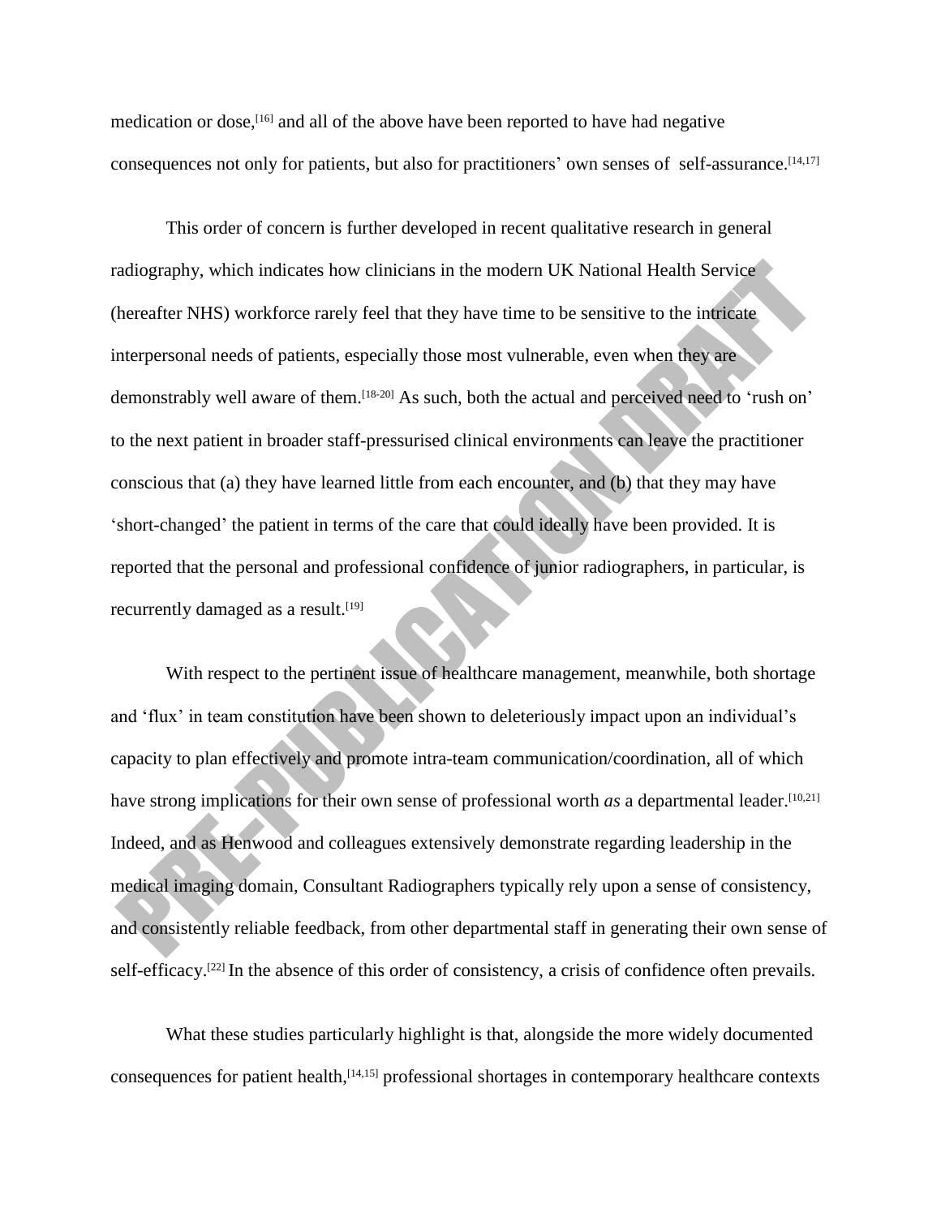medication or dose,[16] and all of the above have been reported to have had negative consequences not only for patients, but also for practitioners' own senses of self-assurance.[14,17]

This order of concern is further developed in recent qualitative research in general radiography, which indicates how clinicians in the modern UK National Health Service (hereafter NHS) workforce rarely feel that they have time to be sensitive to the intricate interpersonal needs of patients, especially those most vulnerable, even when they are demonstrably well aware of them.[18-20] As such, both the actual and perceived need to 'rush on' to the next patient in broader staff-pressurised clinical environments can leave the practitioner conscious that (a) they have learned little from each encounter, and (b) that they may have 'short-changed' the patient in terms of the care that could ideally have been provided. It is reported that the personal and professional confidence of junior radiographers, in particular, is recurrently damaged as a result.[19]

With respect to the pertinent issue of healthcare management, meanwhile, both shortage and 'flux' in team constitution have been shown to deleteriously impact upon an individual's capacity to plan effectively and promote intra-team communication/coordination, all of which have strong implications for their own sense of professional worth *as* a departmental leader.[10,21] Indeed, and as Henwood and colleagues extensively demonstrate regarding leadership in the medical imaging domain, Consultant Radiographers typically rely upon a sense of consistency, and consistently reliable feedback, from other departmental staff in generating their own sense of self-efficacy.[22] In the absence of this order of consistency, a crisis of confidence often prevails.

What these studies particularly highlight is that, alongside the more widely documented consequences for patient health,[14,15] professional shortages in contemporary healthcare contexts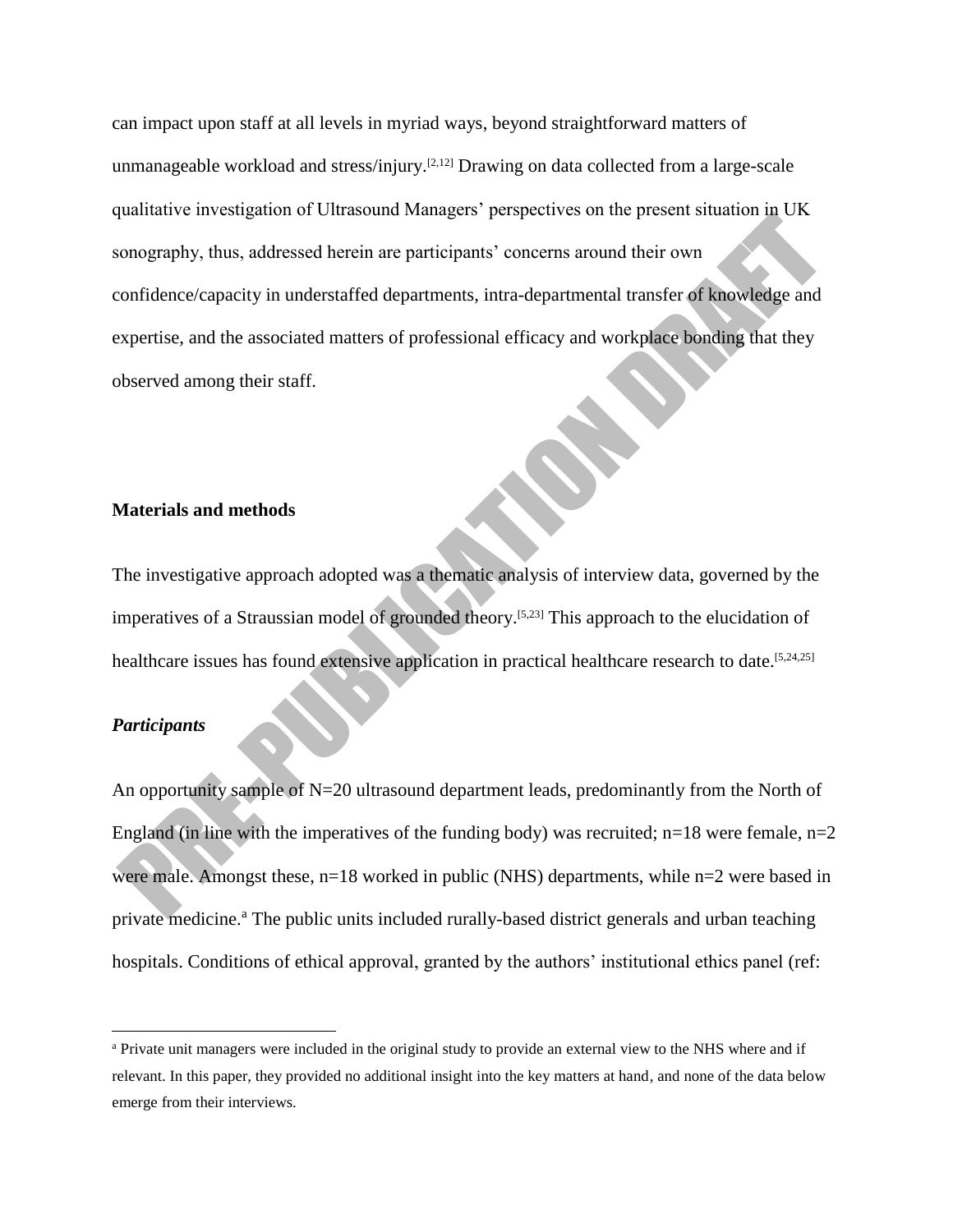can impact upon staff at all levels in myriad ways, beyond straightforward matters of unmanageable workload and stress/injury.[2,12] Drawing on data collected from a large-scale qualitative investigation of Ultrasound Managers' perspectives on the present situation in UK sonography, thus, addressed herein are participants' concerns around their own confidence/capacity in understaffed departments, intra-departmental transfer of knowledge and expertise, and the associated matters of professional efficacy and workplace bonding that they observed among their staff.

## Materials and methods

The investigative approach adopted was a thematic analysis of interview data, governed by the imperatives of a Straussian model of grounded theory.[5,23] This approach to the elucidation of healthcare issues has found extensive application in practical healthcare research to date.[5,24,25]

### *Participants*

An opportunity sample of N=20 ultrasound department leads, predominantly from the North of England (in line with the imperatives of the funding body) was recruited; n=18 were female, n=2 were male. Amongst these, n=18 worked in public (NHS) departments, while n=2 were based in private medicine.[a] The public units included rurally-based district generals and urban teaching hospitals. Conditions of ethical approval, granted by the authors' institutional ethics panel (ref:

[a] Private unit managers were included in the original study to provide an external view to the NHS where and if relevant. In this paper, they provided no additional insight into the key matters at hand, and none of the data below emerge from their interviews.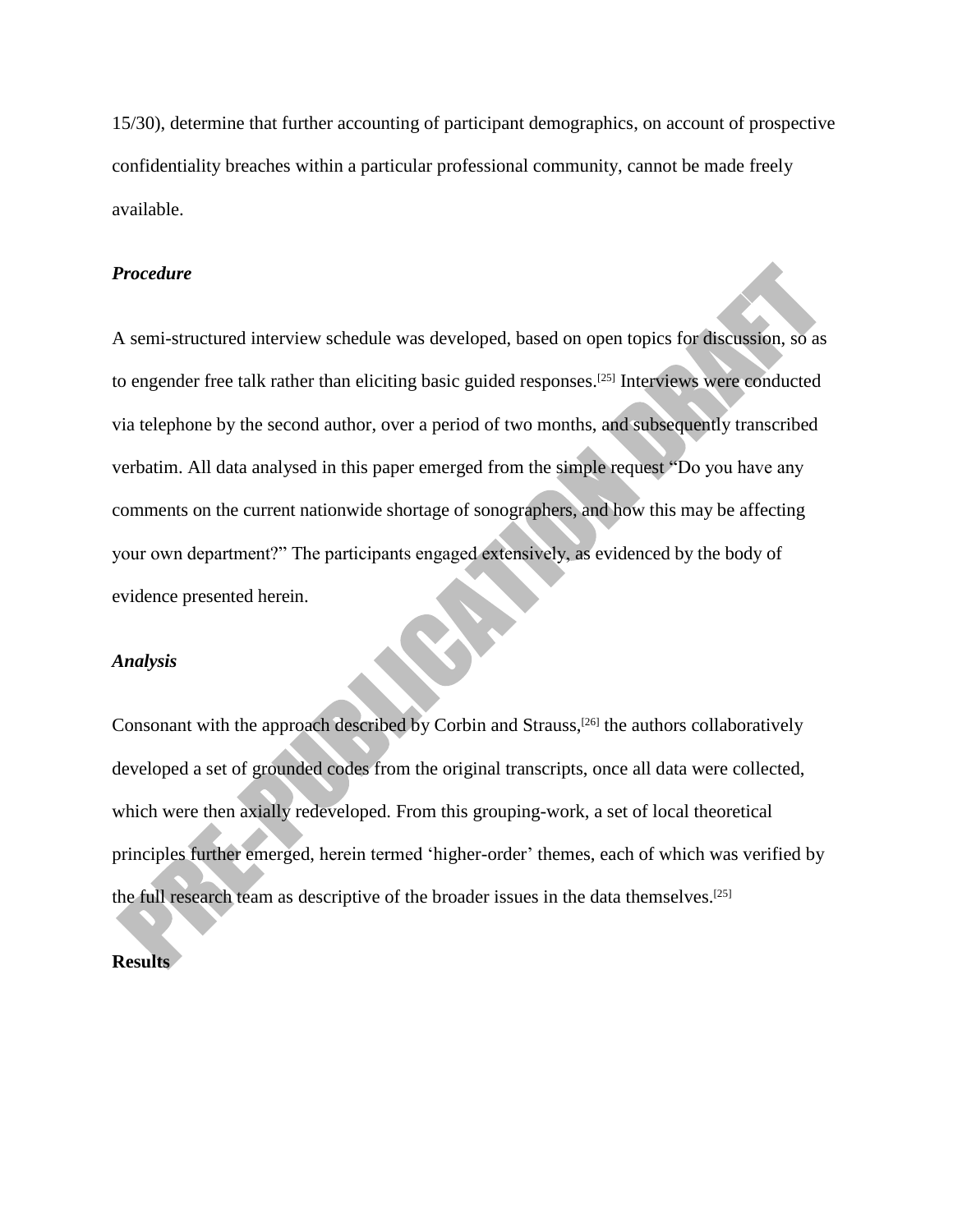15/30), determine that further accounting of participant demographics, on account of prospective confidentiality breaches within a particular professional community, cannot be made freely available.

### *Procedure*

A semi-structured interview schedule was developed, based on open topics for discussion, so as to engender free talk rather than eliciting basic guided responses.[25] Interviews were conducted via telephone by the second author, over a period of two months, and subsequently transcribed verbatim. All data analysed in this paper emerged from the simple request "Do you have any comments on the current nationwide shortage of sonographers, and how this may be affecting your own department?" The participants engaged extensively, as evidenced by the body of evidence presented herein.

### *Analysis*

Consonant with the approach described by Corbin and Strauss,[26] the authors collaboratively developed a set of grounded codes from the original transcripts, once all data were collected, which were then axially redeveloped. From this grouping-work, a set of local theoretical principles further emerged, herein termed 'higher-order' themes, each of which was verified by the full research team as descriptive of the broader issues in the data themselves.[25]

## Results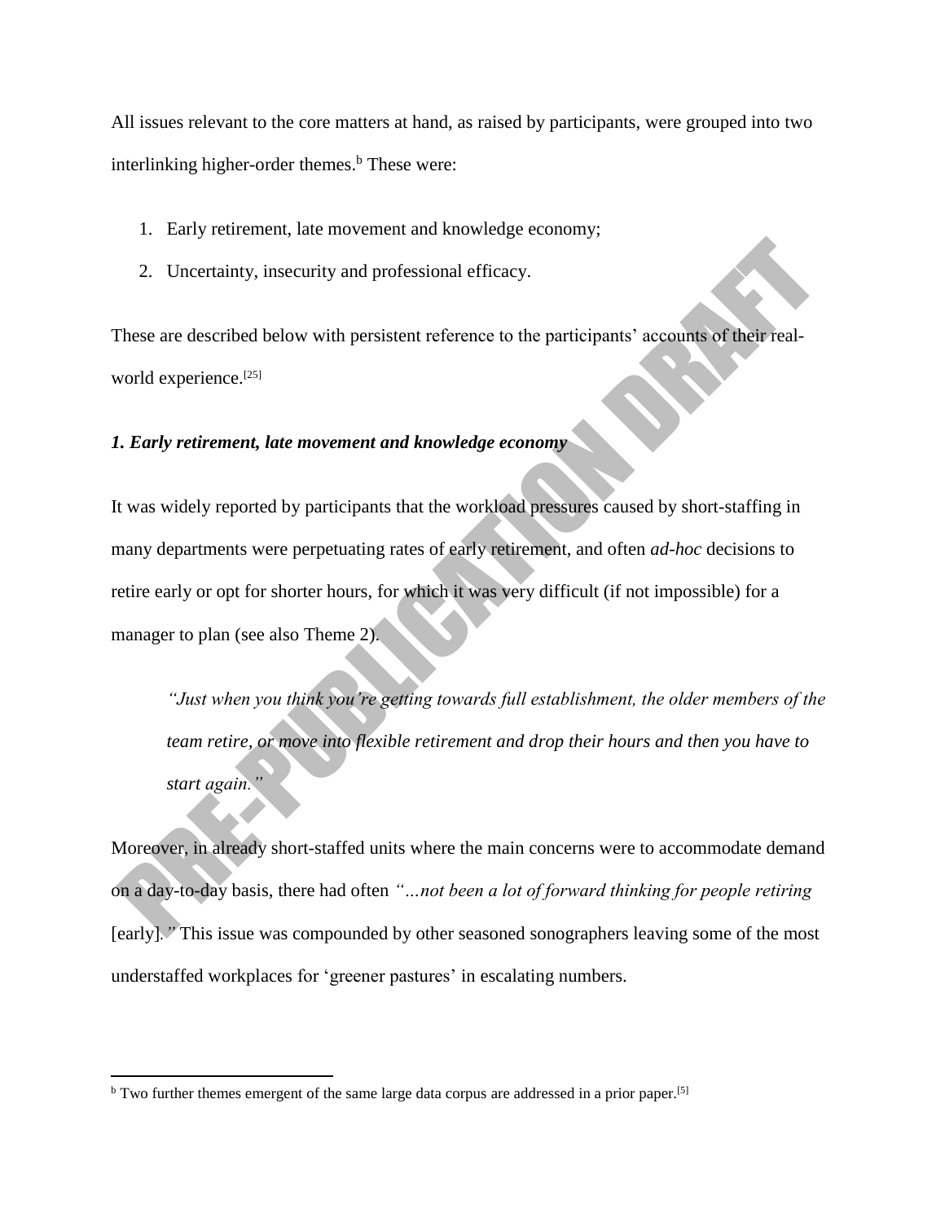All issues relevant to the core matters at hand, as raised by participants, were grouped into two interlinking higher-order themes.[b] These were:

1. Early retirement, late movement and knowledge economy;
2. Uncertainty, insecurity and professional efficacy.

These are described below with persistent reference to the participants' accounts of their real-world experience.[25]

### *1. Early retirement, late movement and knowledge economy*

It was widely reported by participants that the workload pressures caused by short-staffing in many departments were perpetuating rates of early retirement, and often *ad-hoc* decisions to retire early or opt for shorter hours, for which it was very difficult (if not impossible) for a manager to plan (see also Theme 2).

> *"Just when you think you're getting towards full establishment, the older members of the team retire, or move into flexible retirement and drop their hours and then you have to start again."*

Moreover, in already short-staffed units where the main concerns were to accommodate demand on a day-to-day basis, there had often *"…not been a lot of forward thinking for people retiring* [early]*."* This issue was compounded by other seasoned sonographers leaving some of the most understaffed workplaces for 'greener pastures' in escalating numbers.

---

[b] Two further themes emergent of the same large data corpus are addressed in a prior paper.[5]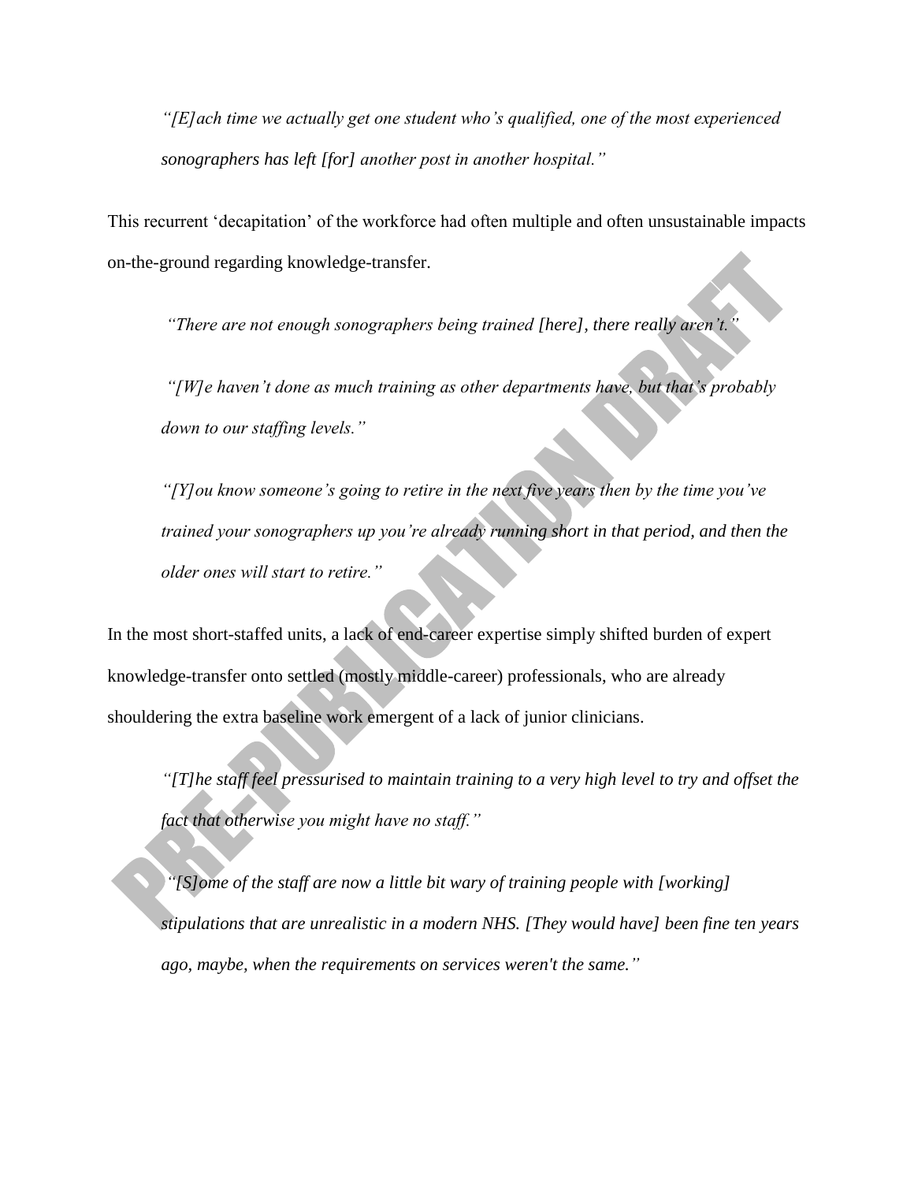> *"[E]ach time we actually get one student who's qualified, one of the most experienced sonographers has left [for] another post in another hospital."*

This recurrent 'decapitation' of the workforce had often multiple and often unsustainable impacts on-the-ground regarding knowledge-transfer.

> *"There are not enough sonographers being trained [here], there really aren't."*

> *"[W]e haven't done as much training as other departments have, but that's probably down to our staffing levels."*

> *"[Y]ou know someone's going to retire in the next five years then by the time you've trained your sonographers up you're already running short in that period, and then the older ones will start to retire."*

In the most short-staffed units, a lack of end-career expertise simply shifted burden of expert knowledge-transfer onto settled (mostly middle-career) professionals, who are already shouldering the extra baseline work emergent of a lack of junior clinicians.

> *"[T]he staff feel pressurised to maintain training to a very high level to try and offset the fact that otherwise you might have no staff."*

> *"[S]ome of the staff are now a little bit wary of training people with [working] stipulations that are unrealistic in a modern NHS. [They would have] been fine ten years ago, maybe, when the requirements on services weren't the same."*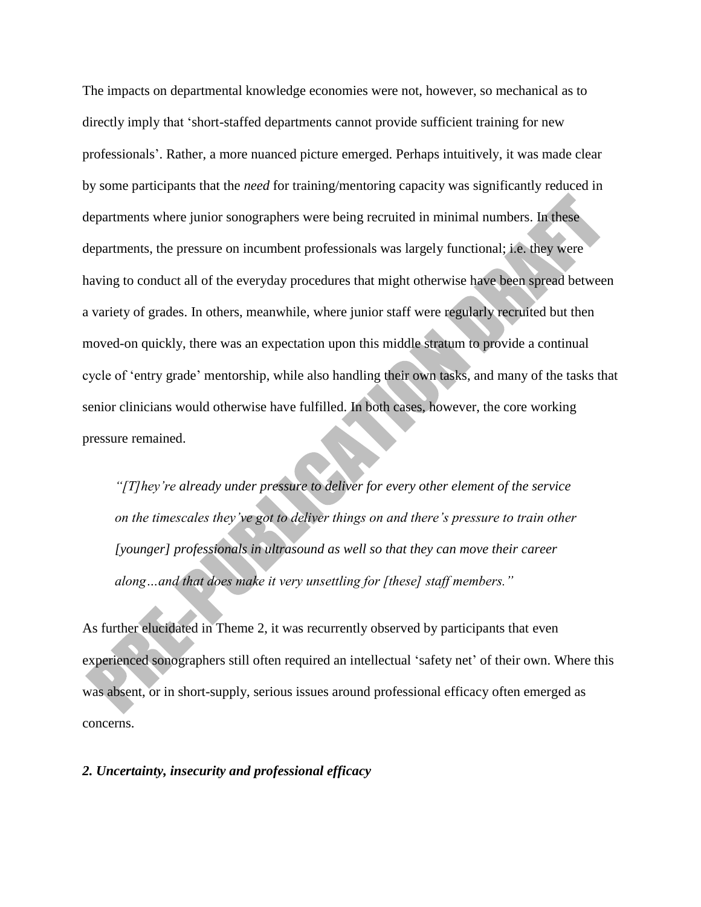The impacts on departmental knowledge economies were not, however, so mechanical as to directly imply that 'short-staffed departments cannot provide sufficient training for new professionals'. Rather, a more nuanced picture emerged. Perhaps intuitively, it was made clear by some participants that the *need* for training/mentoring capacity was significantly reduced in departments where junior sonographers were being recruited in minimal numbers. In these departments, the pressure on incumbent professionals was largely functional; i.e. they were having to conduct all of the everyday procedures that might otherwise have been spread between a variety of grades. In others, meanwhile, where junior staff were regularly recruited but then moved-on quickly, there was an expectation upon this middle stratum to provide a continual cycle of 'entry grade' mentorship, while also handling their own tasks, and many of the tasks that senior clinicians would otherwise have fulfilled. In both cases, however, the core working pressure remained.

> *"[T]hey're already under pressure to deliver for every other element of the service on the timescales they've got to deliver things on and there's pressure to train other [younger] professionals in ultrasound as well so that they can move their career along…and that does make it very unsettling for [these] staff members."*

As further elucidated in Theme 2, it was recurrently observed by participants that even experienced sonographers still often required an intellectual 'safety net' of their own. Where this was absent, or in short-supply, serious issues around professional efficacy often emerged as concerns.

### *2. Uncertainty, insecurity and professional efficacy*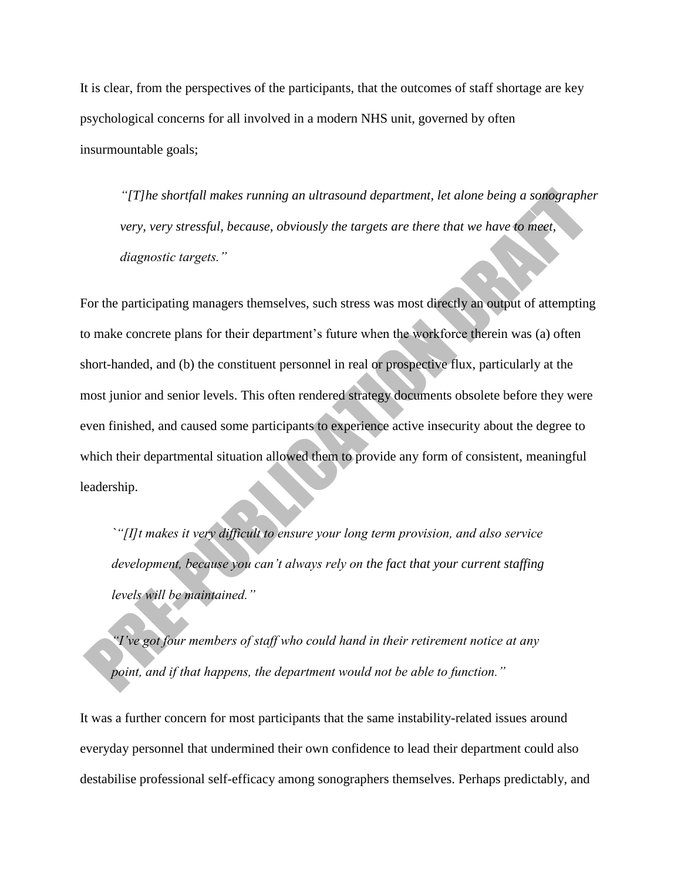It is clear, from the perspectives of the participants, that the outcomes of staff shortage are key psychological concerns for all involved in a modern NHS unit, governed by often insurmountable goals;

> *"[T]he shortfall makes running an ultrasound department, let alone being a sonographer very, very stressful, because, obviously the targets are there that we have to meet, diagnostic targets."*

For the participating managers themselves, such stress was most directly an output of attempting to make concrete plans for their department's future when the workforce therein was (a) often short-handed, and (b) the constituent personnel in real or prospective flux, particularly at the most junior and senior levels. This often rendered strategy documents obsolete before they were even finished, and caused some participants to experience active insecurity about the degree to which their departmental situation allowed them to provide any form of consistent, meaningful leadership.

> `*"[I]t makes it very difficult to ensure your long term provision, and also service development, because you can't always rely on the fact that your current staffing levels will be maintained."*

> *"I've got four members of staff who could hand in their retirement notice at any point, and if that happens, the department would not be able to function."*

It was a further concern for most participants that the same instability-related issues around everyday personnel that undermined their own confidence to lead their department could also destabilise professional self-efficacy among sonographers themselves. Perhaps predictably, and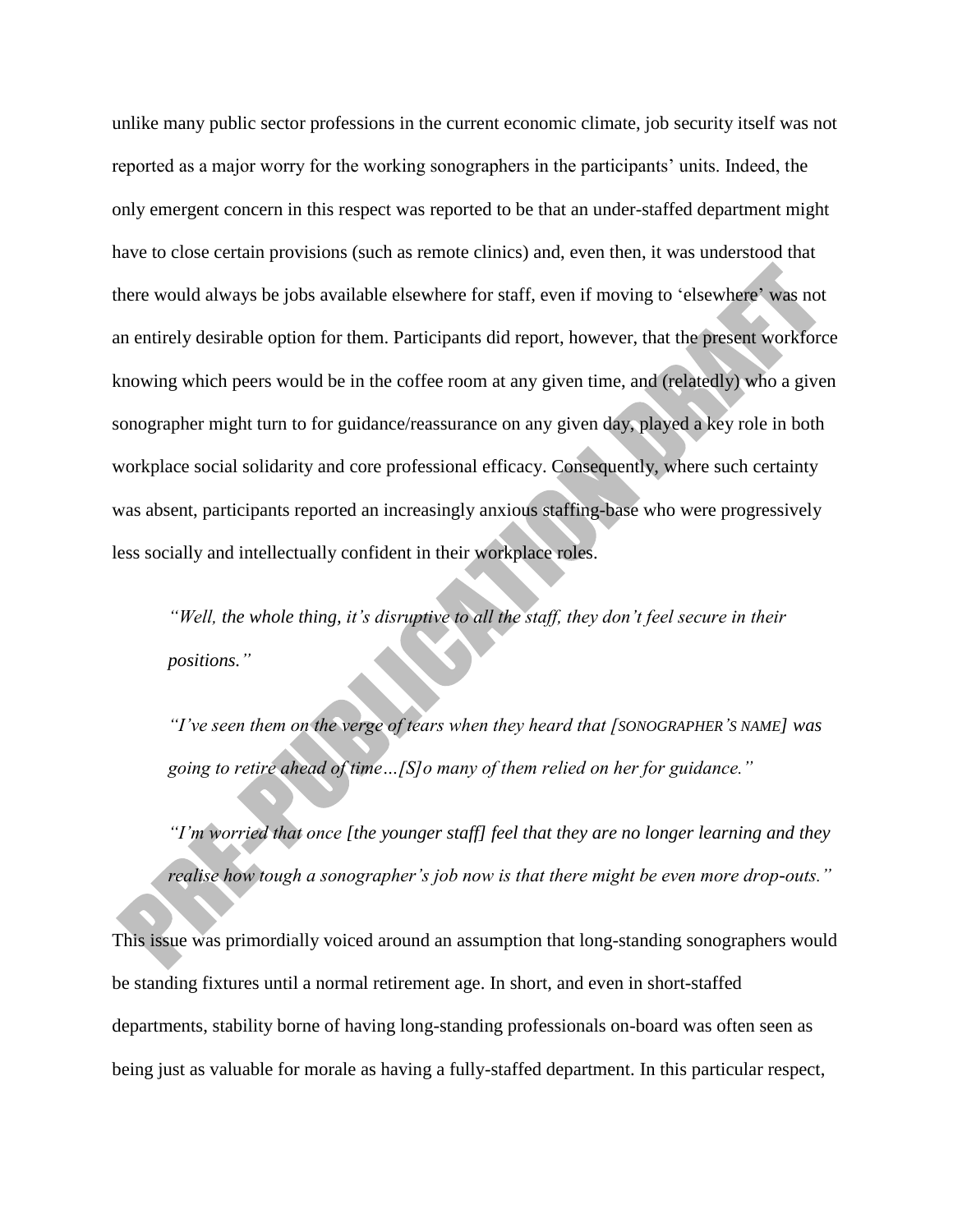unlike many public sector professions in the current economic climate, job security itself was not reported as a major worry for the working sonographers in the participants' units. Indeed, the only emergent concern in this respect was reported to be that an under-staffed department might have to close certain provisions (such as remote clinics) and, even then, it was understood that there would always be jobs available elsewhere for staff, even if moving to 'elsewhere' was not an entirely desirable option for them. Participants did report, however, that the present workforce knowing which peers would be in the coffee room at any given time, and (relatedly) who a given sonographer might turn to for guidance/reassurance on any given day, played a key role in both workplace social solidarity and core professional efficacy. Consequently, where such certainty was absent, participants reported an increasingly anxious staffing-base who were progressively less socially and intellectually confident in their workplace roles.

> *"Well, the whole thing, it's disruptive to all the staff, they don't feel secure in their positions."*
>
> *"I've seen them on the verge of tears when they heard that [SONOGRAPHER'S NAME] was going to retire ahead of time…[S]o many of them relied on her for guidance."*
>
> *"I'm worried that once [the younger staff] feel that they are no longer learning and they realise how tough a sonographer's job now is that there might be even more drop-outs."*

This issue was primordially voiced around an assumption that long-standing sonographers would be standing fixtures until a normal retirement age. In short, and even in short-staffed departments, stability borne of having long-standing professionals on-board was often seen as being just as valuable for morale as having a fully-staffed department. In this particular respect,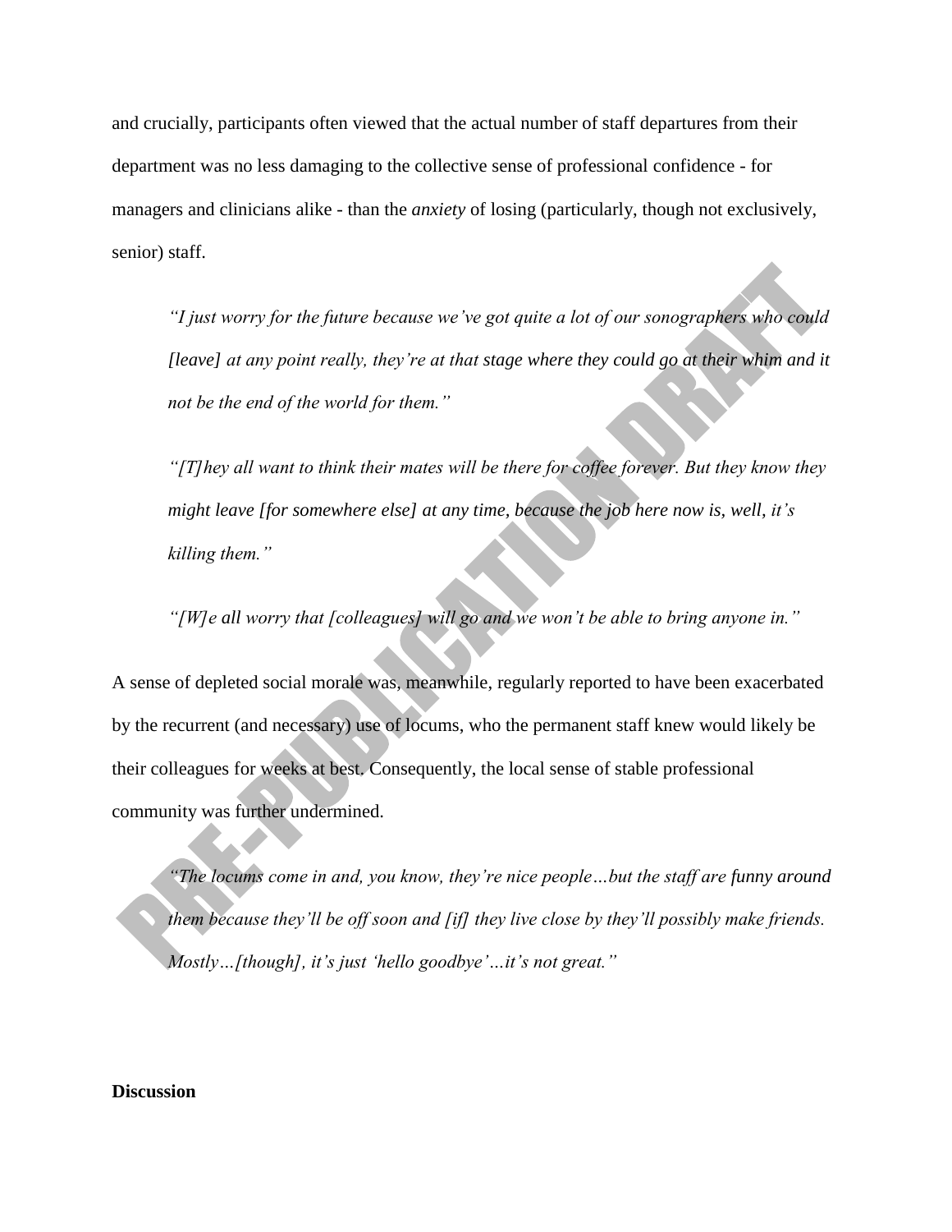and crucially, participants often viewed that the actual number of staff departures from their department was no less damaging to the collective sense of professional confidence - for managers and clinicians alike - than the *anxiety* of losing (particularly, though not exclusively, senior) staff.

> *"I just worry for the future because we've got quite a lot of our sonographers who could [leave] at any point really, they're at that stage where they could go at their whim and it not be the end of the world for them."*

> *"[T]hey all want to think their mates will be there for coffee forever. But they know they might leave [for somewhere else] at any time, because the job here now is, well, it's killing them."*

> *"[W]e all worry that [colleagues] will go and we won't be able to bring anyone in."*

A sense of depleted social morale was, meanwhile, regularly reported to have been exacerbated by the recurrent (and necessary) use of locums, who the permanent staff knew would likely be their colleagues for weeks at best. Consequently, the local sense of stable professional community was further undermined.

> *"The locums come in and, you know, they're nice people…but the staff are funny around them because they'll be off soon and [if] they live close by they'll possibly make friends. Mostly…[though], it's just 'hello goodbye'…it's not great."*

**Discussion**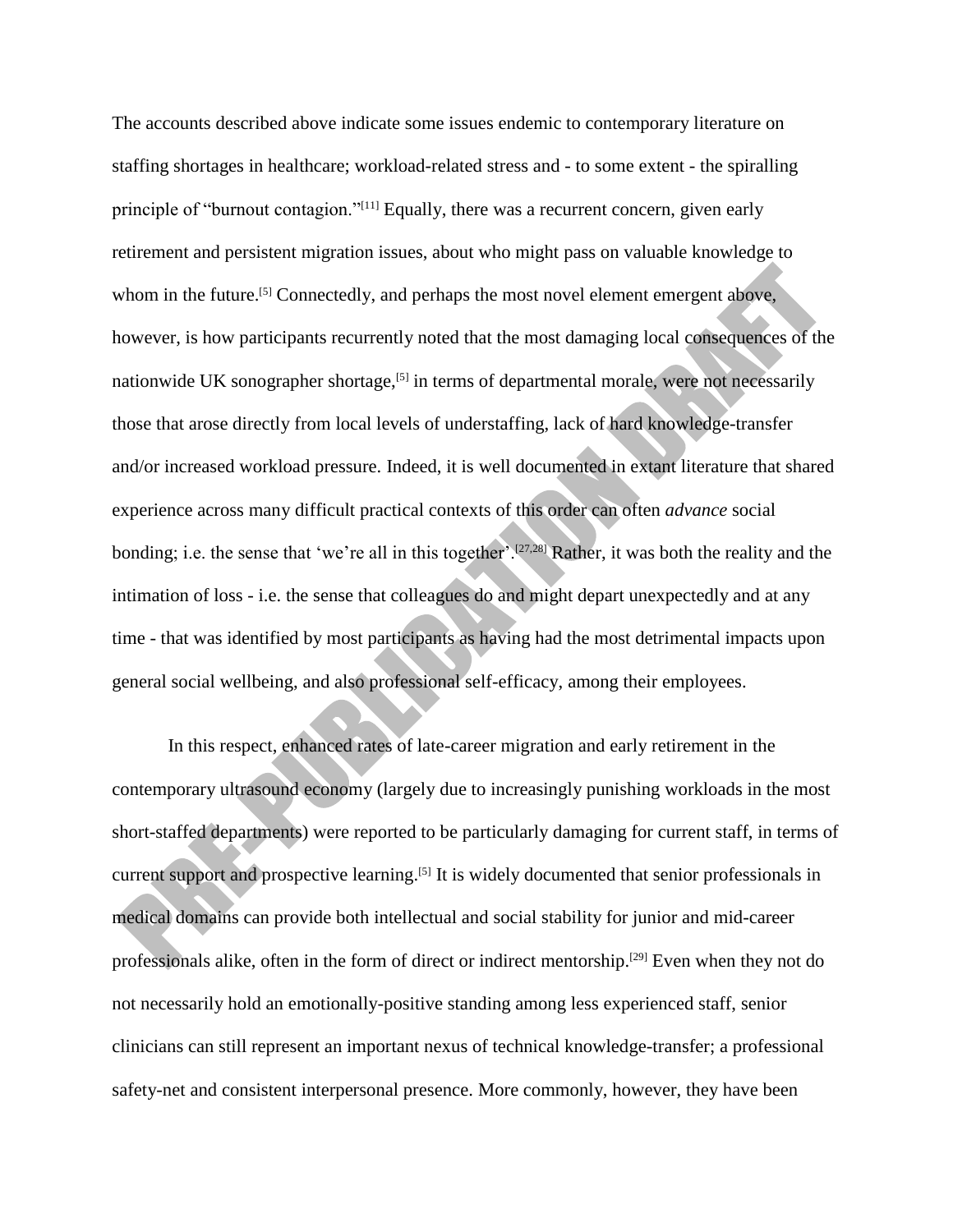The accounts described above indicate some issues endemic to contemporary literature on staffing shortages in healthcare; workload-related stress and - to some extent - the spiralling principle of "burnout contagion."[11] Equally, there was a recurrent concern, given early retirement and persistent migration issues, about who might pass on valuable knowledge to whom in the future.[5] Connectedly, and perhaps the most novel element emergent above, however, is how participants recurrently noted that the most damaging local consequences of the nationwide UK sonographer shortage,[5] in terms of departmental morale, were not necessarily those that arose directly from local levels of understaffing, lack of hard knowledge-transfer and/or increased workload pressure. Indeed, it is well documented in extant literature that shared experience across many difficult practical contexts of this order can often *advance* social bonding; i.e. the sense that 'we're all in this together'.[27,28] Rather, it was both the reality and the intimation of loss - i.e. the sense that colleagues do and might depart unexpectedly and at any time - that was identified by most participants as having had the most detrimental impacts upon general social wellbeing, and also professional self-efficacy, among their employees.

In this respect, enhanced rates of late-career migration and early retirement in the contemporary ultrasound economy (largely due to increasingly punishing workloads in the most short-staffed departments) were reported to be particularly damaging for current staff, in terms of current support and prospective learning.[5] It is widely documented that senior professionals in medical domains can provide both intellectual and social stability for junior and mid-career professionals alike, often in the form of direct or indirect mentorship.[29] Even when they not do not necessarily hold an emotionally-positive standing among less experienced staff, senior clinicians can still represent an important nexus of technical knowledge-transfer; a professional safety-net and consistent interpersonal presence. More commonly, however, they have been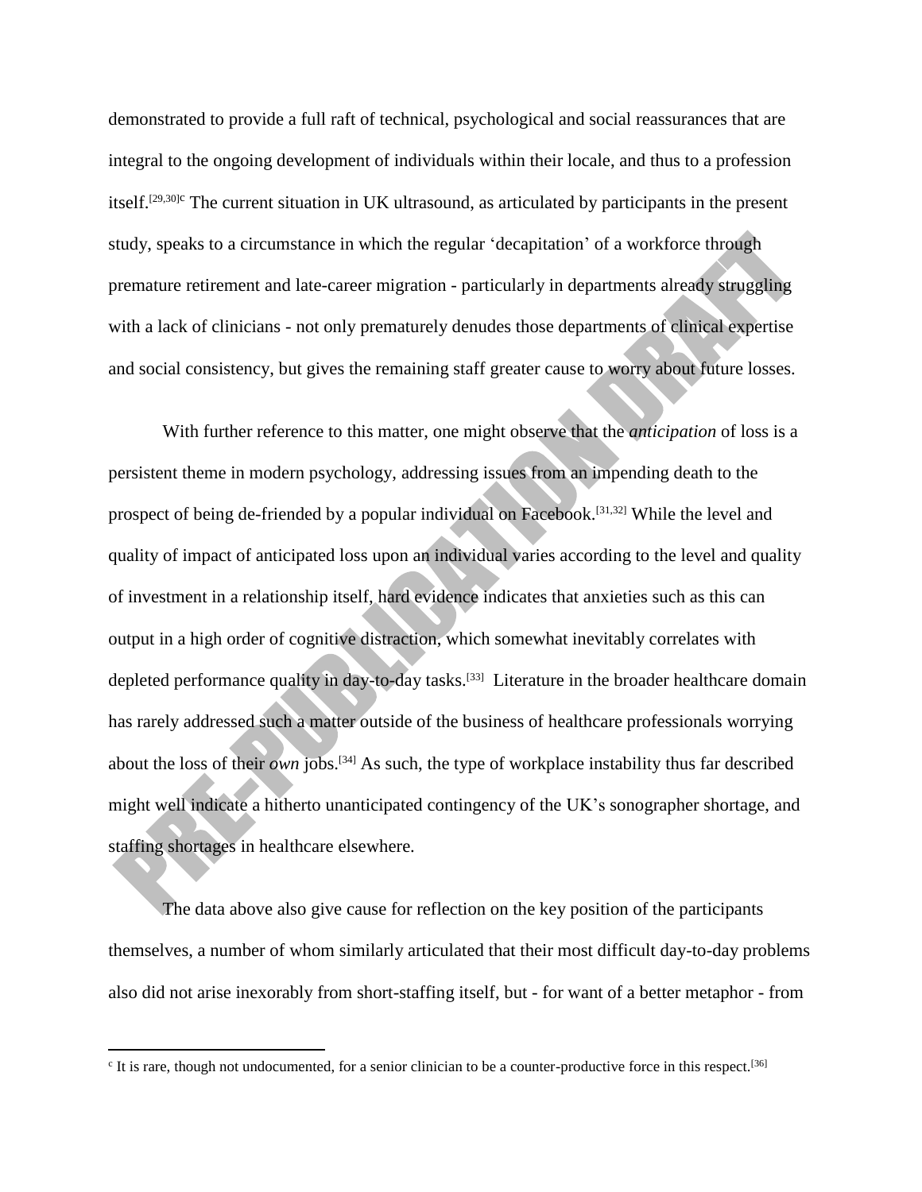demonstrated to provide a full raft of technical, psychological and social reassurances that are integral to the ongoing development of individuals within their locale, and thus to a profession itself.[29,30][c] The current situation in UK ultrasound, as articulated by participants in the present study, speaks to a circumstance in which the regular 'decapitation' of a workforce through premature retirement and late-career migration - particularly in departments already struggling with a lack of clinicians - not only prematurely denudes those departments of clinical expertise and social consistency, but gives the remaining staff greater cause to worry about future losses.

With further reference to this matter, one might observe that the *anticipation* of loss is a persistent theme in modern psychology, addressing issues from an impending death to the prospect of being de-friended by a popular individual on Facebook.[31,32] While the level and quality of impact of anticipated loss upon an individual varies according to the level and quality of investment in a relationship itself, hard evidence indicates that anxieties such as this can output in a high order of cognitive distraction, which somewhat inevitably correlates with depleted performance quality in day-to-day tasks.[33] Literature in the broader healthcare domain has rarely addressed such a matter outside of the business of healthcare professionals worrying about the loss of their *own* jobs.[34] As such, the type of workplace instability thus far described might well indicate a hitherto unanticipated contingency of the UK's sonographer shortage, and staffing shortages in healthcare elsewhere.

The data above also give cause for reflection on the key position of the participants themselves, a number of whom similarly articulated that their most difficult day-to-day problems also did not arise inexorably from short-staffing itself, but - for want of a better metaphor - from

[c] It is rare, though not undocumented, for a senior clinician to be a counter-productive force in this respect.[36]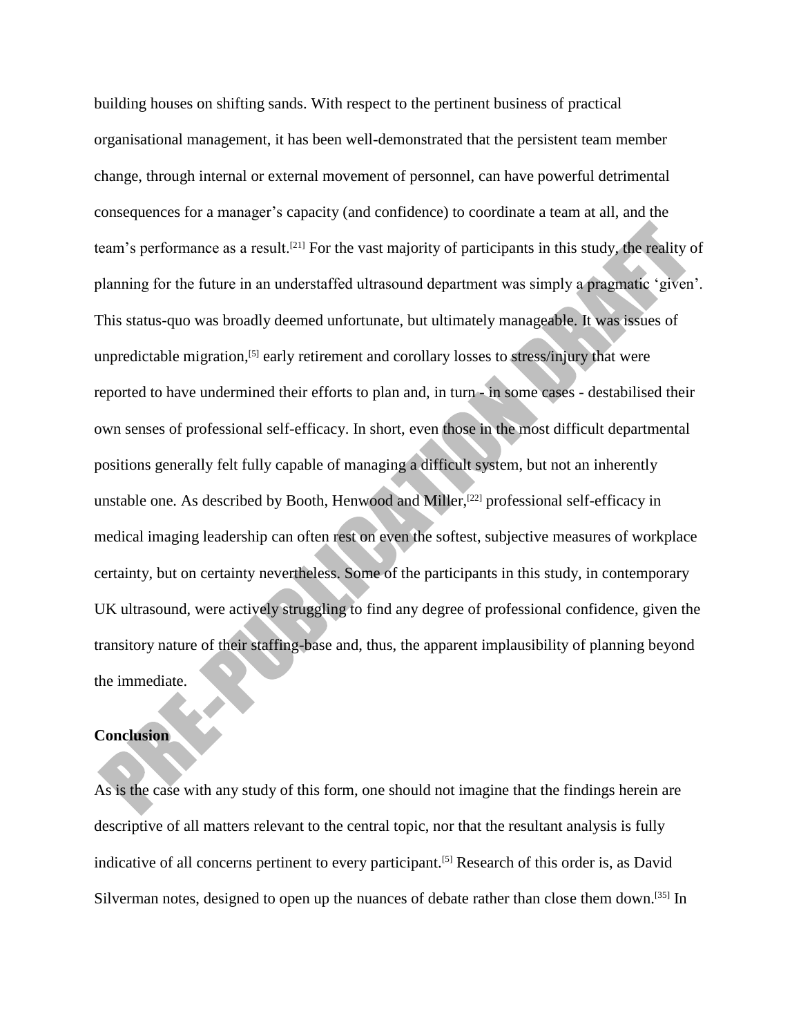building houses on shifting sands. With respect to the pertinent business of practical organisational management, it has been well-demonstrated that the persistent team member change, through internal or external movement of personnel, can have powerful detrimental consequences for a manager's capacity (and confidence) to coordinate a team at all, and the team's performance as a result.[21] For the vast majority of participants in this study, the reality of planning for the future in an understaffed ultrasound department was simply a pragmatic 'given'. This status-quo was broadly deemed unfortunate, but ultimately manageable. It was issues of unpredictable migration,[5] early retirement and corollary losses to stress/injury that were reported to have undermined their efforts to plan and, in turn - in some cases - destabilised their own senses of professional self-efficacy. In short, even those in the most difficult departmental positions generally felt fully capable of managing a difficult system, but not an inherently unstable one. As described by Booth, Henwood and Miller,[22] professional self-efficacy in medical imaging leadership can often rest on even the softest, subjective measures of workplace certainty, but on certainty nevertheless. Some of the participants in this study, in contemporary UK ultrasound, were actively struggling to find any degree of professional confidence, given the transitory nature of their staffing-base and, thus, the apparent implausibility of planning beyond the immediate.

## Conclusion

As is the case with any study of this form, one should not imagine that the findings herein are descriptive of all matters relevant to the central topic, nor that the resultant analysis is fully indicative of all concerns pertinent to every participant.[5] Research of this order is, as David Silverman notes, designed to open up the nuances of debate rather than close them down.[35] In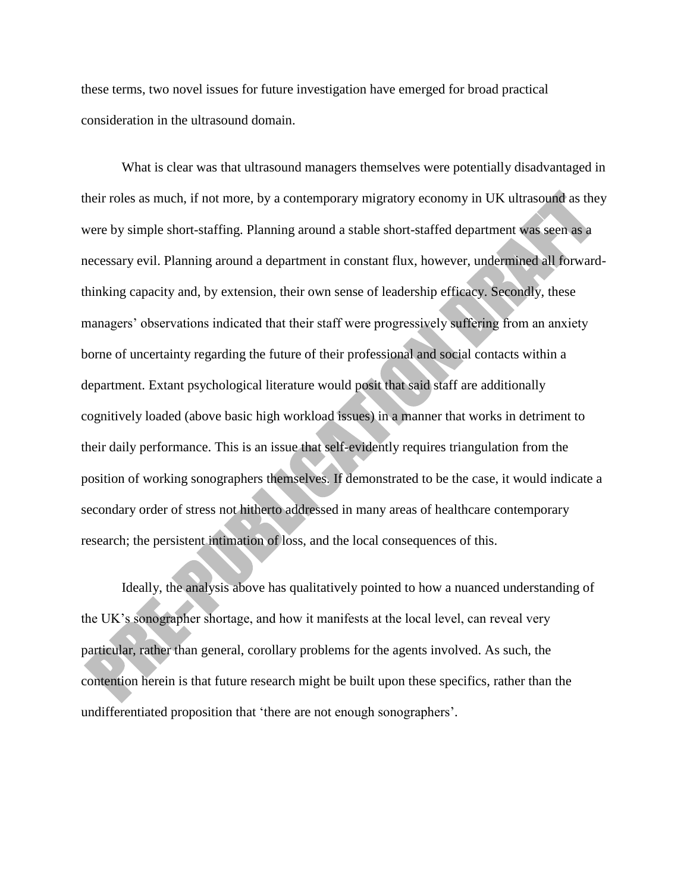these terms, two novel issues for future investigation have emerged for broad practical consideration in the ultrasound domain.

What is clear was that ultrasound managers themselves were potentially disadvantaged in their roles as much, if not more, by a contemporary migratory economy in UK ultrasound as they were by simple short-staffing. Planning around a stable short-staffed department was seen as a necessary evil. Planning around a department in constant flux, however, undermined all forward-thinking capacity and, by extension, their own sense of leadership efficacy. Secondly, these managers' observations indicated that their staff were progressively suffering from an anxiety borne of uncertainty regarding the future of their professional and social contacts within a department. Extant psychological literature would posit that said staff are additionally cognitively loaded (above basic high workload issues) in a manner that works in detriment to their daily performance. This is an issue that self-evidently requires triangulation from the position of working sonographers themselves. If demonstrated to be the case, it would indicate a secondary order of stress not hitherto addressed in many areas of healthcare contemporary research; the persistent intimation of loss, and the local consequences of this.

Ideally, the analysis above has qualitatively pointed to how a nuanced understanding of the UK's sonographer shortage, and how it manifests at the local level, can reveal very particular, rather than general, corollary problems for the agents involved. As such, the contention herein is that future research might be built upon these specifics, rather than the undifferentiated proposition that 'there are not enough sonographers'.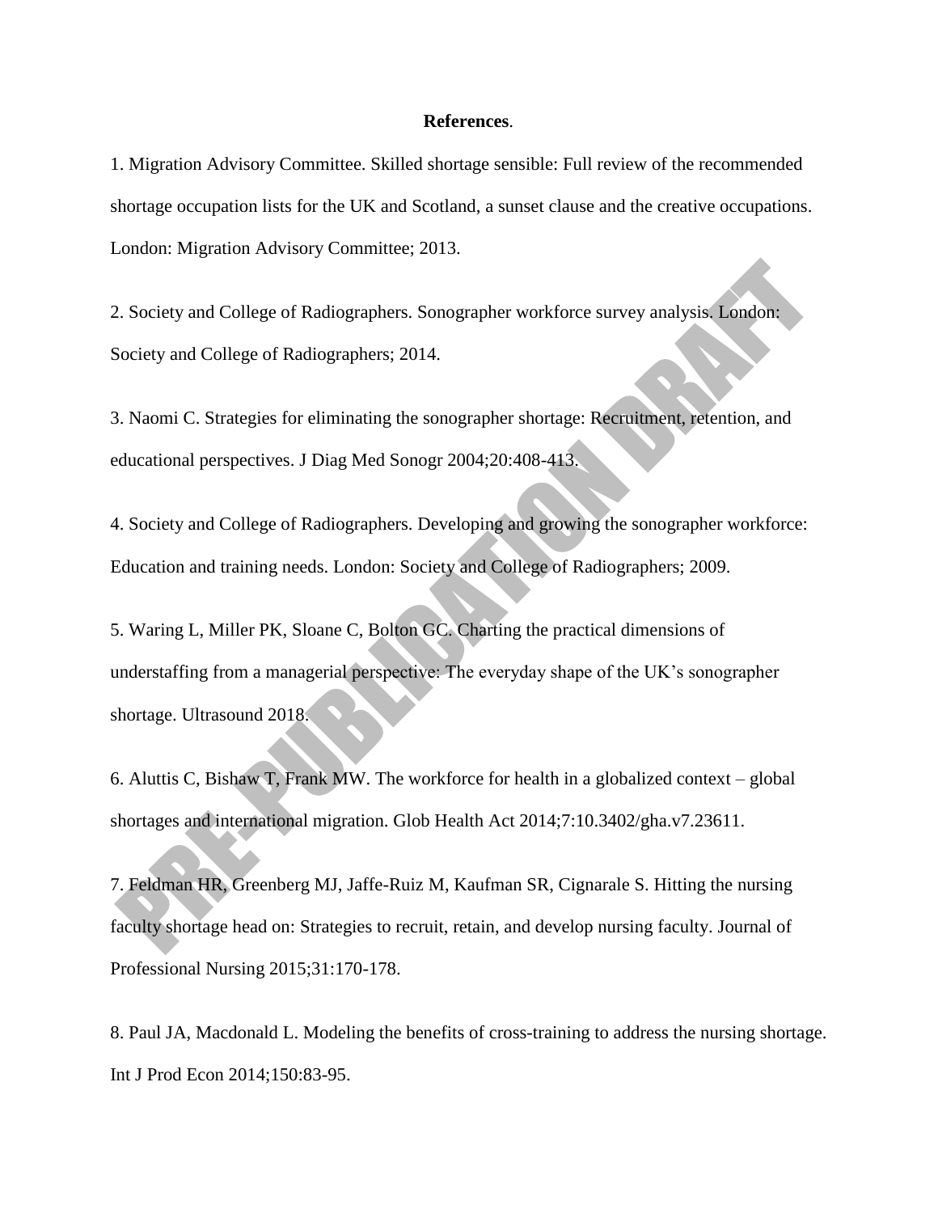**References**.

1. Migration Advisory Committee. Skilled shortage sensible: Full review of the recommended shortage occupation lists for the UK and Scotland, a sunset clause and the creative occupations. London: Migration Advisory Committee; 2013.

2. Society and College of Radiographers. Sonographer workforce survey analysis. London: Society and College of Radiographers; 2014.

3. Naomi C. Strategies for eliminating the sonographer shortage: Recruitment, retention, and educational perspectives. J Diag Med Sonogr 2004;20:408-413.

4. Society and College of Radiographers. Developing and growing the sonographer workforce: Education and training needs. London: Society and College of Radiographers; 2009.

5. Waring L, Miller PK, Sloane C, Bolton GC. Charting the practical dimensions of understaffing from a managerial perspective: The everyday shape of the UK's sonographer shortage. Ultrasound 2018.

6. Aluttis C, Bishaw T, Frank MW. The workforce for health in a globalized context – global shortages and international migration. Glob Health Act 2014;7:10.3402/gha.v7.23611.

7. Feldman HR, Greenberg MJ, Jaffe-Ruiz M, Kaufman SR, Cignarale S. Hitting the nursing faculty shortage head on: Strategies to recruit, retain, and develop nursing faculty. Journal of Professional Nursing 2015;31:170-178.

8. Paul JA, Macdonald L. Modeling the benefits of cross-training to address the nursing shortage. Int J Prod Econ 2014;150:83-95.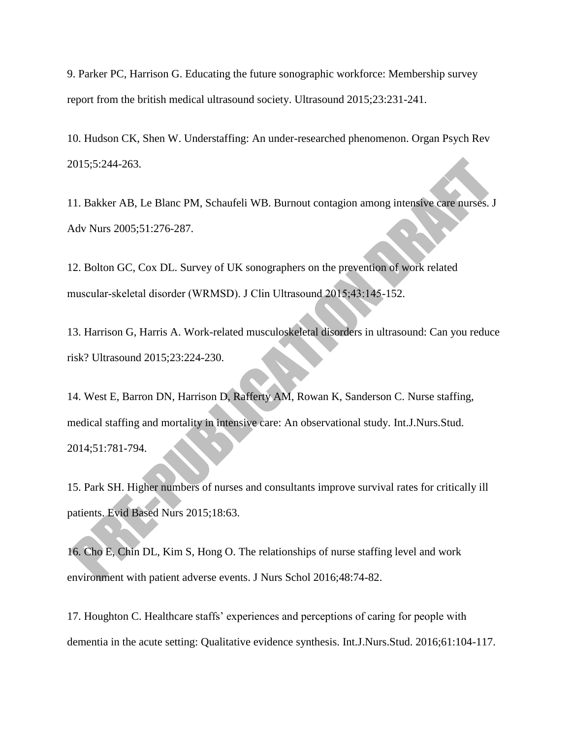9. Parker PC, Harrison G. Educating the future sonographic workforce: Membership survey report from the british medical ultrasound society. Ultrasound 2015;23:231-241.

10. Hudson CK, Shen W. Understaffing: An under-researched phenomenon. Organ Psych Rev 2015;5:244-263.

11. Bakker AB, Le Blanc PM, Schaufeli WB. Burnout contagion among intensive care nurses. J Adv Nurs 2005;51:276-287.

12. Bolton GC, Cox DL. Survey of UK sonographers on the prevention of work related muscular-skeletal disorder (WRMSD). J Clin Ultrasound 2015;43:145-152.

13. Harrison G, Harris A. Work-related musculoskeletal disorders in ultrasound: Can you reduce risk? Ultrasound 2015;23:224-230.

14. West E, Barron DN, Harrison D, Rafferty AM, Rowan K, Sanderson C. Nurse staffing, medical staffing and mortality in intensive care: An observational study. Int.J.Nurs.Stud. 2014;51:781-794.

15. Park SH. Higher numbers of nurses and consultants improve survival rates for critically ill patients. Evid Based Nurs 2015;18:63.

16. Cho E, Chin DL, Kim S, Hong O. The relationships of nurse staffing level and work environment with patient adverse events. J Nurs Schol 2016;48:74-82.

17. Houghton C. Healthcare staffs' experiences and perceptions of caring for people with dementia in the acute setting: Qualitative evidence synthesis. Int.J.Nurs.Stud. 2016;61:104-117.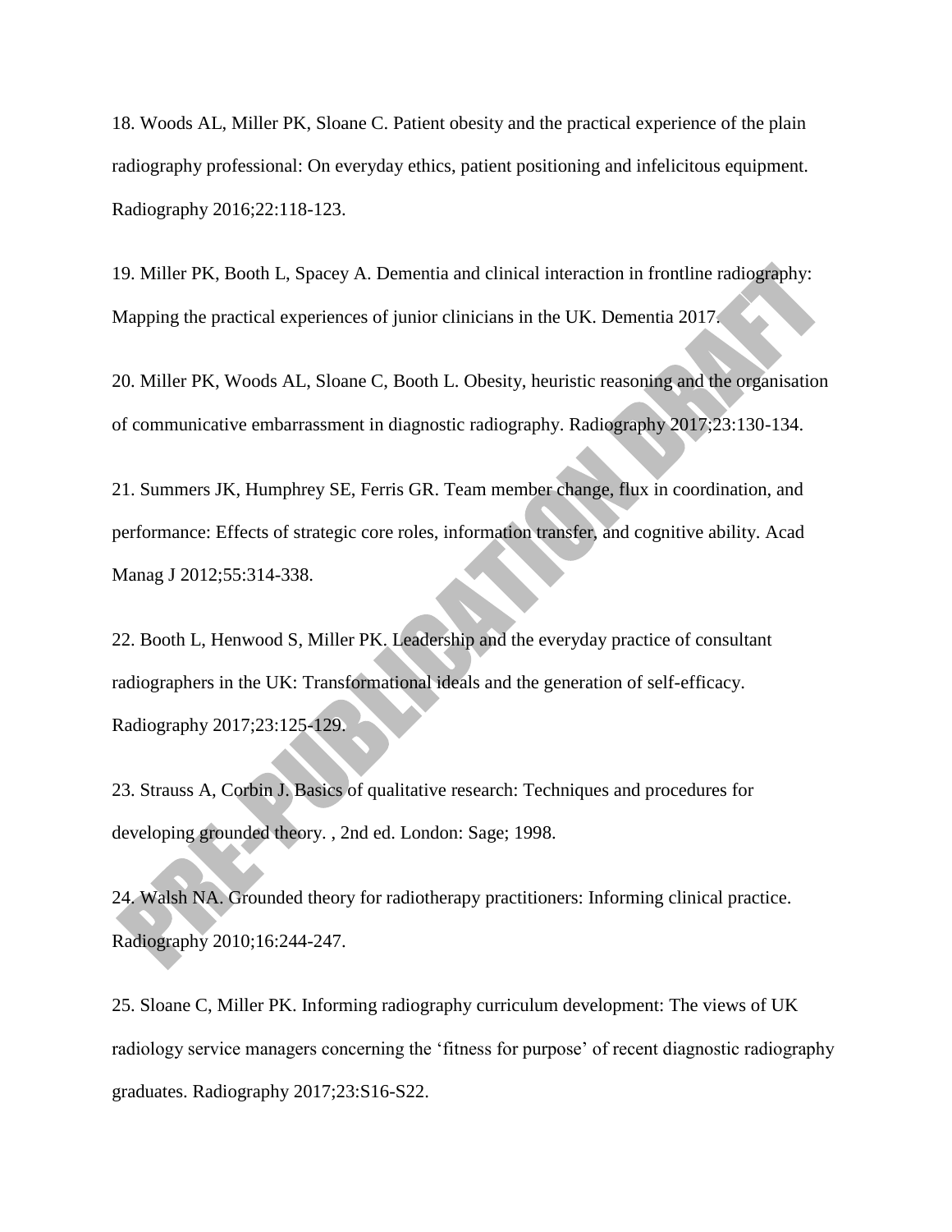18. Woods AL, Miller PK, Sloane C. Patient obesity and the practical experience of the plain radiography professional: On everyday ethics, patient positioning and infelicitous equipment. Radiography 2016;22:118-123.

19. Miller PK, Booth L, Spacey A. Dementia and clinical interaction in frontline radiography: Mapping the practical experiences of junior clinicians in the UK. Dementia 2017.

20. Miller PK, Woods AL, Sloane C, Booth L. Obesity, heuristic reasoning and the organisation of communicative embarrassment in diagnostic radiography. Radiography 2017;23:130-134.

21. Summers JK, Humphrey SE, Ferris GR. Team member change, flux in coordination, and performance: Effects of strategic core roles, information transfer, and cognitive ability. Acad Manag J 2012;55:314-338.

22. Booth L, Henwood S, Miller PK. Leadership and the everyday practice of consultant radiographers in the UK: Transformational ideals and the generation of self-efficacy. Radiography 2017;23:125-129.

23. Strauss A, Corbin J. Basics of qualitative research: Techniques and procedures for developing grounded theory. , 2nd ed. London: Sage; 1998.

24. Walsh NA. Grounded theory for radiotherapy practitioners: Informing clinical practice. Radiography 2010;16:244-247.

25. Sloane C, Miller PK. Informing radiography curriculum development: The views of UK radiology service managers concerning the 'fitness for purpose' of recent diagnostic radiography graduates. Radiography 2017;23:S16-S22.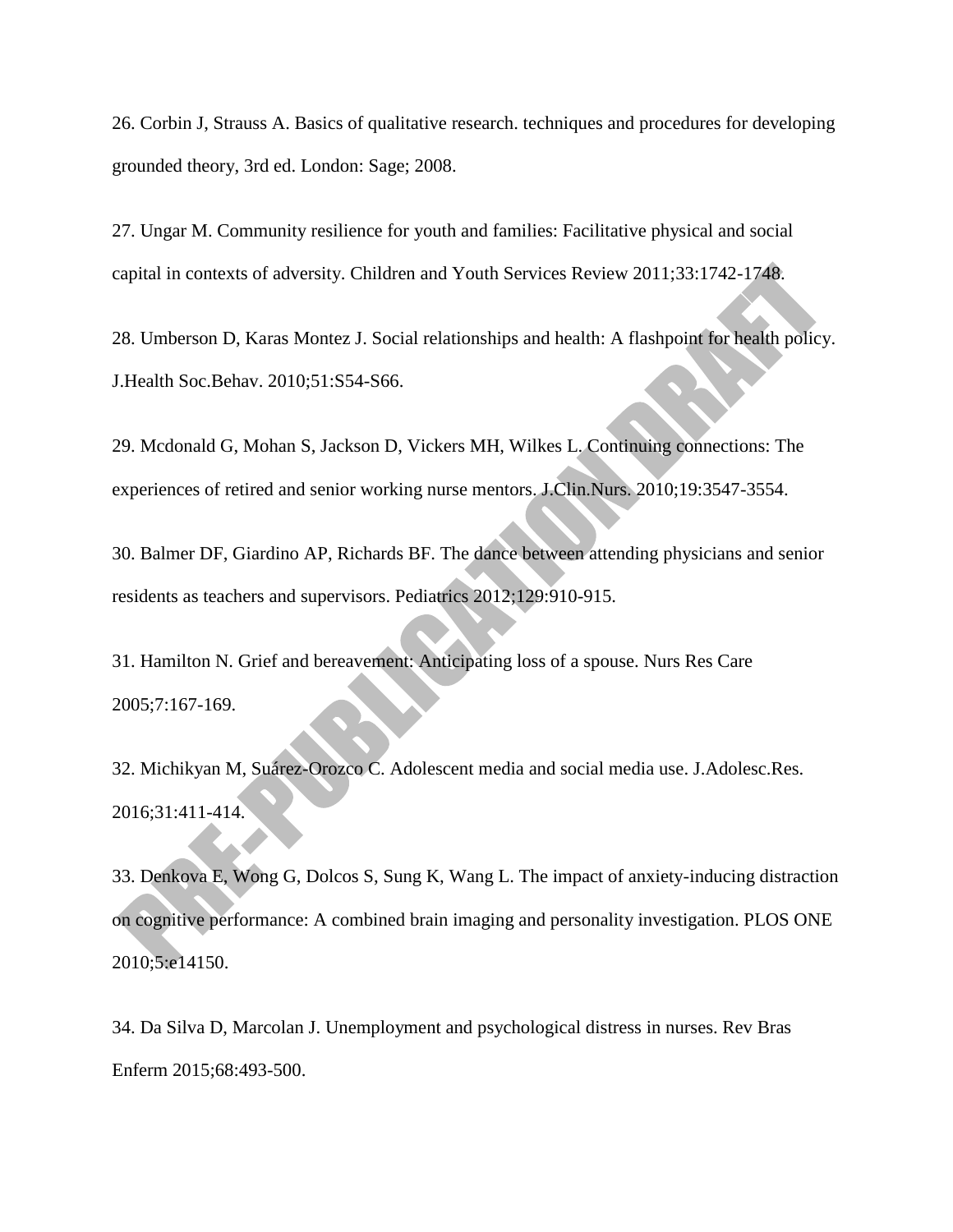26. Corbin J, Strauss A. Basics of qualitative research. techniques and procedures for developing grounded theory, 3rd ed. London: Sage; 2008.

27. Ungar M. Community resilience for youth and families: Facilitative physical and social capital in contexts of adversity. Children and Youth Services Review 2011;33:1742-1748.

28. Umberson D, Karas Montez J. Social relationships and health: A flashpoint for health policy. J.Health Soc.Behav. 2010;51:S54-S66.

29. Mcdonald G, Mohan S, Jackson D, Vickers MH, Wilkes L. Continuing connections: The experiences of retired and senior working nurse mentors. J.Clin.Nurs. 2010;19:3547-3554.

30. Balmer DF, Giardino AP, Richards BF. The dance between attending physicians and senior residents as teachers and supervisors. Pediatrics 2012;129:910-915.

31. Hamilton N. Grief and bereavement: Anticipating loss of a spouse. Nurs Res Care 2005;7:167-169.

32. Michikyan M, Suárez-Orozco C. Adolescent media and social media use. J.Adolesc.Res. 2016;31:411-414.

33. Denkova E, Wong G, Dolcos S, Sung K, Wang L. The impact of anxiety-inducing distraction on cognitive performance: A combined brain imaging and personality investigation. PLOS ONE 2010;5:e14150.

34. Da Silva D, Marcolan J. Unemployment and psychological distress in nurses. Rev Bras Enferm 2015;68:493-500.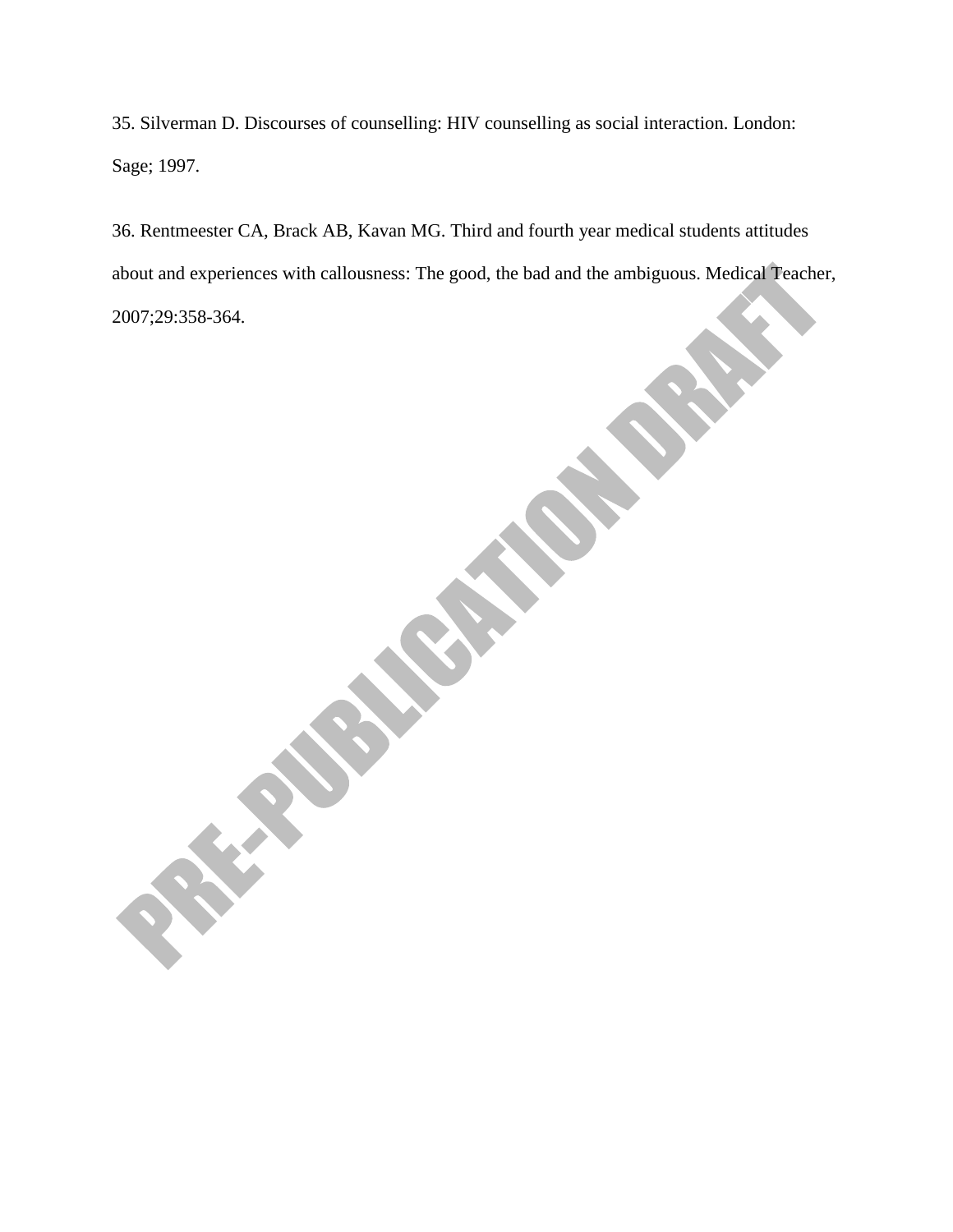35. Silverman D. Discourses of counselling: HIV counselling as social interaction. London: Sage; 1997.

36. Rentmeester CA, Brack AB, Kavan MG. Third and fourth year medical students attitudes about and experiences with callousness: The good, the bad and the ambiguous. Medical Teacher, 2007;29:358-364.